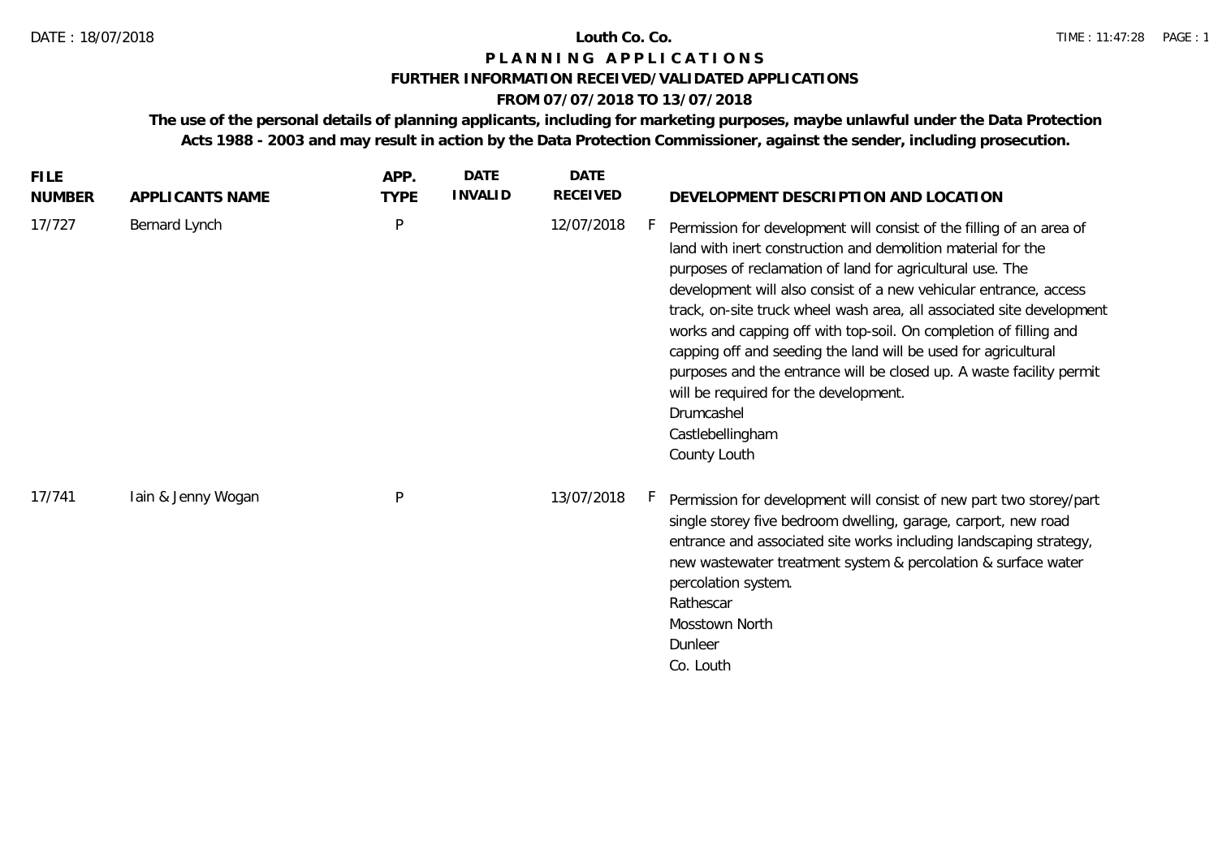DATE : 18/07/2018

**Louth Co. Co.**

TIME : 11:47:28

# PLANNING APPLICATIONS

## FURTHER INFORMATION RECEIVED/VALIDATED APPLICATIONS

## FROM 07/07/2018 TO 13/07/2018

**The use of the personal details of planning applicants, including for marketing purposes, maybe unlawful under the Data Protection Acts 1988 - 2003 and may result in action by the Data Protection Commissioner, against the sender, including prosecution.**

| FILE NUMBER | APPLICANTS NAME | APP. TYPE | DATE INVALID | DATE RECEIVED | | DEVELOPMENT DESCRIPTION AND LOCATION |
|---|---|---|---|---|---|---|
| 17/727 | Bernard Lynch | P | | 12/07/2018 | F | Permission for development will consist of the filling of an area of land with inert construction and demolition material for the purposes of reclamation of land for agricultural use. The development will also consist of a new vehicular entrance, access track, on-site truck wheel wash area, all associated site development works and capping off with top-soil. On completion of filling and capping off and seeding the land will be used for agricultural purposes and the entrance will be closed up. A waste facility permit will be required for the development.<br>Drumcashel<br>Castlebellingham<br>County Louth |
| 17/741 | Iain & Jenny Wogan | P | | 13/07/2018 | F | Permission for development will consist of new part two storey/part single storey five bedroom dwelling, garage, carport, new road entrance and associated site works including landscaping strategy, new wastewater treatment system & percolation & surface water percolation system.<br>Rathescar<br>Mosstown North<br>Dunleer<br>Co. Louth |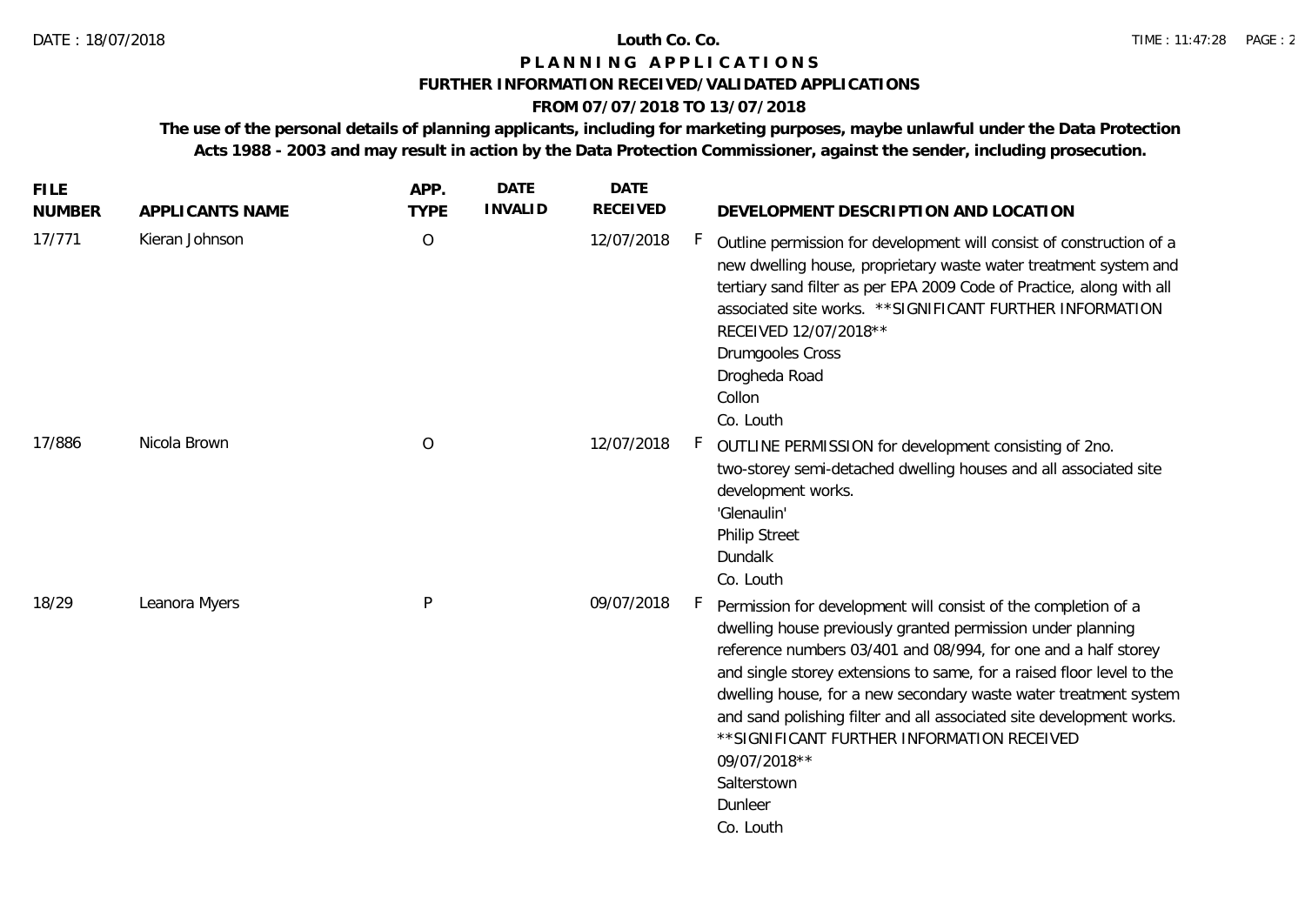**Louth Co. Co.**

# PLANNING APPLICATIONS

## FURTHER INFORMATION RECEIVED/VALIDATED APPLICATIONS

### FROM 07/07/2018 TO 13/07/2018

**The use of the personal details of planning applicants, including for marketing purposes, maybe unlawful under the Data Protection Acts 1988 - 2003 and may result in action by the Data Protection Commissioner, against the sender, including prosecution.**

| FILE NUMBER | APPLICANTS NAME | APP. TYPE | DATE INVALID | DATE RECEIVED | | DEVELOPMENT DESCRIPTION AND LOCATION |
|---|---|---|---|---|---|---|
| 17/771 | Kieran Johnson | O | | 12/07/2018 | F | Outline permission for development will consist of construction of a new dwelling house, proprietary waste water treatment system and tertiary sand filter as per EPA 2009 Code of Practice, along with all associated site works. **SIGNIFICANT FURTHER INFORMATION RECEIVED 12/07/2018** Drumgooles Cross Drogheda Road Collon Co. Louth |
| 17/886 | Nicola Brown | O | | 12/07/2018 | F | OUTLINE PERMISSION for development consisting of 2no. two-storey semi-detached dwelling houses and all associated site development works. 'Glenaulin' Philip Street Dundalk Co. Louth |
| 18/29 | Leanora Myers | P | | 09/07/2018 | F | Permission for development will consist of the completion of a dwelling house previously granted permission under planning reference numbers 03/401 and 08/994, for one and a half storey and single storey extensions to same, for a raised floor level to the dwelling house, for a new secondary waste water treatment system and sand polishing filter and all associated site development works. **SIGNIFICANT FURTHER INFORMATION RECEIVED 09/07/2018** Salterstown Dunleer Co. Louth |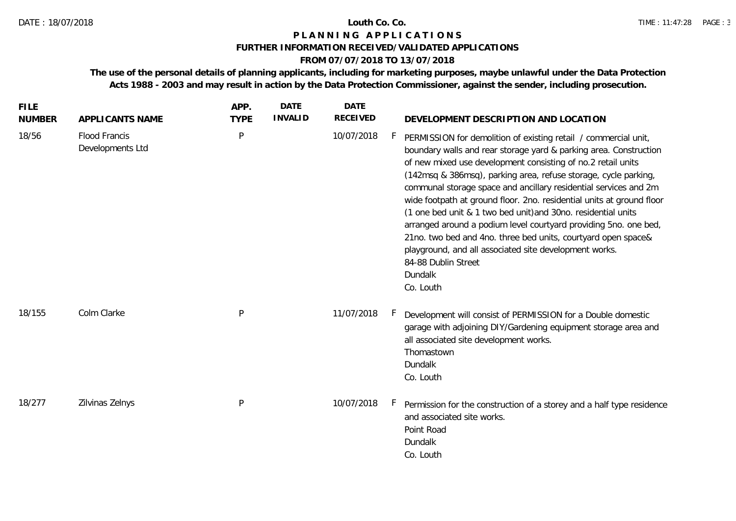# Louth Co. Co.

## PLANNING APPLICATIONS

### FURTHER INFORMATION RECEIVED/VALIDATED APPLICATIONS

### FROM 07/07/2018 TO 13/07/2018

**The use of the personal details of planning applicants, including for marketing purposes, maybe unlawful under the Data Protection Acts 1988 - 2003 and may result in action by the Data Protection Commissioner, against the sender, including prosecution.**

| FILE NUMBER | APPLICANTS NAME | APP. TYPE | DATE INVALID | DATE RECEIVED | | DEVELOPMENT DESCRIPTION AND LOCATION |
|---|---|---|---|---|---|---|
| 18/56 | Flood Francis Developments Ltd | P | | 10/07/2018 | F | PERMISSION for demolition of existing retail / commercial unit, boundary walls and rear storage yard & parking area. Construction of new mixed use development consisting of no.2 retail units (142msq & 386msq), parking area, refuse storage, cycle parking, communal storage space and ancillary residential services and 2m wide footpath at ground floor. 2no. residential units at ground floor (1 one bed unit & 1 two bed unit)and 30no. residential units arranged around a podium level courtyard providing 5no. one bed, 21no. two bed and 4no. three bed units, courtyard open space& playground, and all associated site development works.<br>84-88 Dublin Street<br>Dundalk<br>Co. Louth |
| 18/155 | Colm Clarke | P | | 11/07/2018 | F | Development will consist of PERMISSION for a Double domestic garage with adjoining DIY/Gardening equipment storage area and all associated site development works.<br>Thomastown<br>Dundalk<br>Co. Louth |
| 18/277 | Zilvinas Zelnys | P | | 10/07/2018 | F | Permission for the construction of a storey and a half type residence and associated site works.<br>Point Road<br>Dundalk<br>Co. Louth |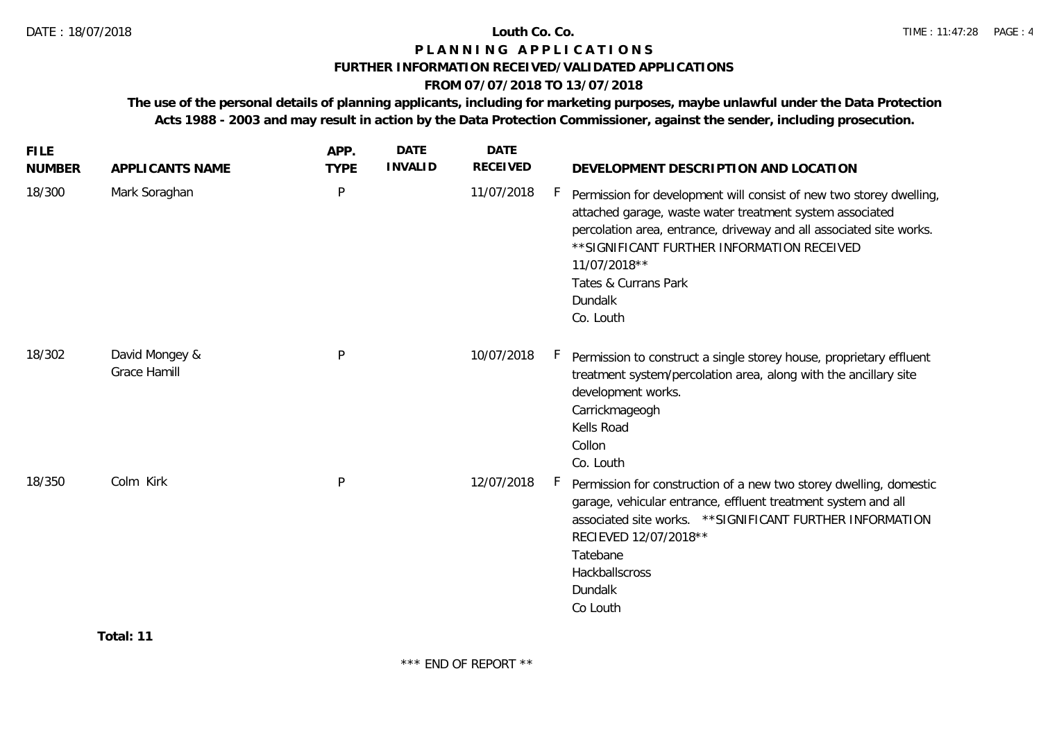**Louth Co. Co.**

# PLANNING APPLICATIONS

**FURTHER INFORMATION RECEIVED/VALIDATED APPLICATIONS**

**FROM 07/07/2018 TO 13/07/2018**

**The use of the personal details of planning applicants, including for marketing purposes, maybe unlawful under the Data Protection Acts 1988 - 2003 and may result in action by the Data Protection Commissioner, against the sender, including prosecution.**

| FILE NUMBER | APPLICANTS NAME | APP. TYPE | DATE INVALID | DATE RECEIVED | | DEVELOPMENT DESCRIPTION AND LOCATION |
|---|---|---|---|---|---|---|
| 18/300 | Mark Soraghan | P | | 11/07/2018 | F | Permission for development will consist of new two storey dwelling, attached garage, waste water treatment system associated percolation area, entrance, driveway and all associated site works. **SIGNIFICANT FURTHER INFORMATION RECEIVED 11/07/2018** Tates & Currans Park Dundalk Co. Louth |
| 18/302 | David Mongey & Grace Hamill | P | | 10/07/2018 | F | Permission to construct a single storey house, proprietary effluent treatment system/percolation area, along with the ancillary site development works. Carrickmageogh Kells Road Collon Co. Louth |
| 18/350 | Colm Kirk | P | | 12/07/2018 | F | Permission for construction of a new two storey dwelling, domestic garage, vehicular entrance, effluent treatment system and all associated site works. **SIGNIFICANT FURTHER INFORMATION RECIEVED 12/07/2018** Tatebane Hackballscross Dundalk Co Louth |

**Total: 11**

*** END OF REPORT **